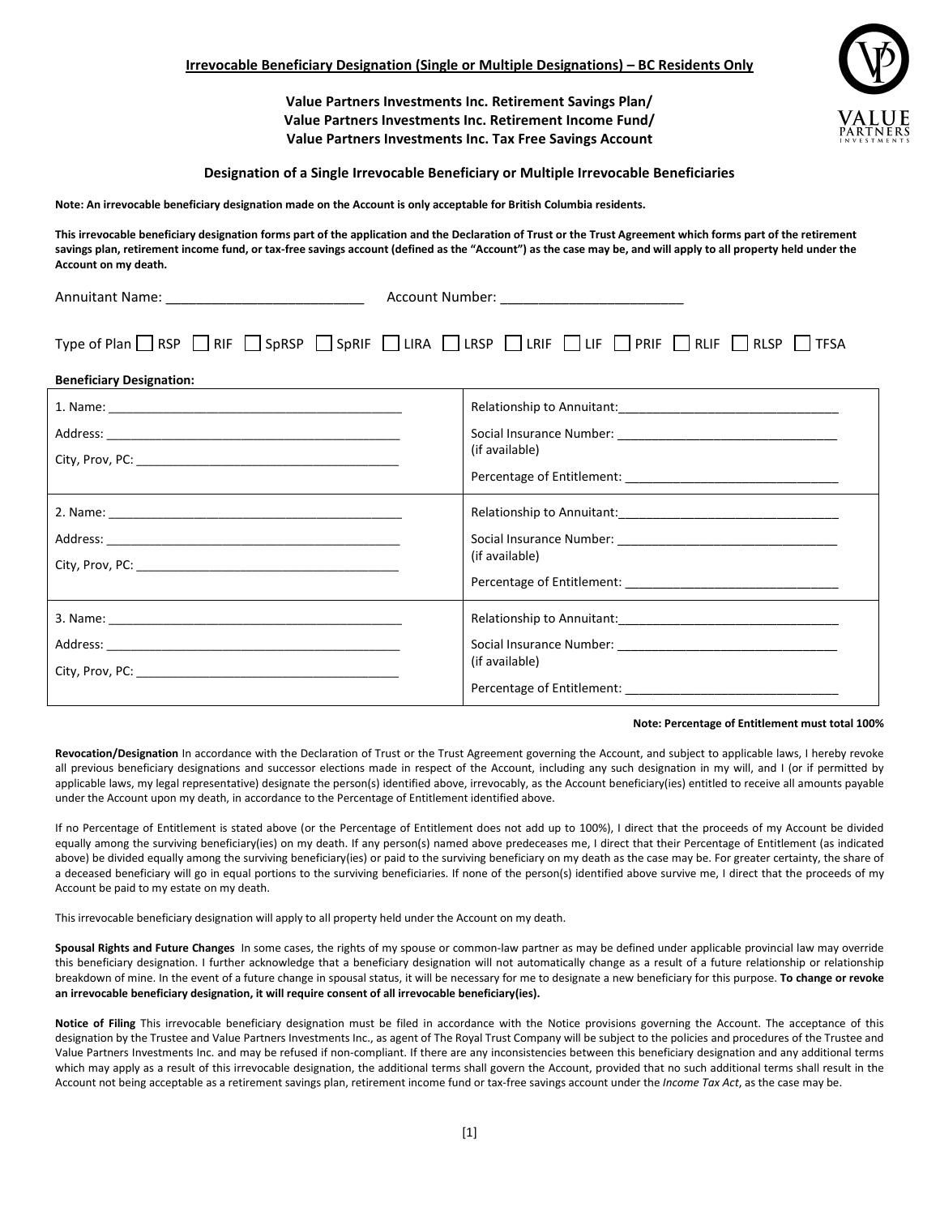**Irrevocable Beneficiary Designation (Single or Multiple Designations) – BC Residents Only**

## Value Partners Investments Inc. Retirement Savings Plan/ Value Partners Investments Inc. Retirement Income Fund/ Value Partners Investments Inc. Tax Free Savings Account

### Designation of a Single Irrevocable Beneficiary or Multiple Irrevocable Beneficiaries

**Note: An irrevocable beneficiary designation made on the Account is only acceptable for British Columbia residents.**

**This irrevocable beneficiary designation forms part of the application and the Declaration of Trust or the Trust Agreement which forms part of the retirement savings plan, retirement income fund, or tax-free savings account (defined as the "Account") as the case may be, and will apply to all property held under the Account on my death.**

Annuitant Name: __________________________ Account Number: ________________________

Type of Plan ☐ RSP ☐ RIF ☐ SpRSP ☐ SpRIF ☐ LIRA ☐ LRSP ☐ LRIF ☐ LIF ☐ PRIF ☐ RLIF ☐ RLSP ☐ TFSA

**Beneficiary Designation:**

| | |
|---|---|
| 1. Name: ____________________________________________<br>Address: ___________________________________________<br>City, Prov, PC: ______________________________________ | Relationship to Annuitant: ______________________________<br>Social Insurance Number: ______________________________<br>(if available)<br>Percentage of Entitlement: ______________________________ |
| 2. Name: ____________________________________________<br>Address: ___________________________________________<br>City, Prov, PC: ______________________________________ | Relationship to Annuitant: ______________________________<br>Social Insurance Number: ______________________________<br>(if available)<br>Percentage of Entitlement: ______________________________ |
| 3. Name: ____________________________________________<br>Address: ___________________________________________<br>City, Prov, PC: ______________________________________ | Relationship to Annuitant: ______________________________<br>Social Insurance Number: ______________________________<br>(if available)<br>Percentage of Entitlement: ______________________________ |

**Note: Percentage of Entitlement must total 100%**

**Revocation/Designation** In accordance with the Declaration of Trust or the Trust Agreement governing the Account, and subject to applicable laws, I hereby revoke all previous beneficiary designations and successor elections made in respect of the Account, including any such designation in my will, and I (or if permitted by applicable laws, my legal representative) designate the person(s) identified above, irrevocably, as the Account beneficiary(ies) entitled to receive all amounts payable under the Account upon my death, in accordance to the Percentage of Entitlement identified above.

If no Percentage of Entitlement is stated above (or the Percentage of Entitlement does not add up to 100%), I direct that the proceeds of my Account be divided equally among the surviving beneficiary(ies) on my death. If any person(s) named above predeceases me, I direct that their Percentage of Entitlement (as indicated above) be divided equally among the surviving beneficiary(ies) or paid to the surviving beneficiary on my death as the case may be. For greater certainty, the share of a deceased beneficiary will go in equal portions to the surviving beneficiaries. If none of the person(s) identified above survive me, I direct that the proceeds of my Account be paid to my estate on my death.

This irrevocable beneficiary designation will apply to all property held under the Account on my death.

**Spousal Rights and Future Changes** In some cases, the rights of my spouse or common-law partner as may be defined under applicable provincial law may override this beneficiary designation. I further acknowledge that a beneficiary designation will not automatically change as a result of a future relationship or relationship breakdown of mine. In the event of a future change in spousal status, it will be necessary for me to designate a new beneficiary for this purpose. **To change or revoke an irrevocable beneficiary designation, it will require consent of all irrevocable beneficiary(ies).**

**Notice of Filing** This irrevocable beneficiary designation must be filed in accordance with the Notice provisions governing the Account. The acceptance of this designation by the Trustee and Value Partners Investments Inc., as agent of The Royal Trust Company will be subject to the policies and procedures of the Trustee and Value Partners Investments Inc. and may be refused if non-compliant. If there are any inconsistencies between this beneficiary designation and any additional terms which may apply as a result of this irrevocable designation, the additional terms shall govern the Account, provided that no such additional terms shall result in the Account not being acceptable as a retirement savings plan, retirement income fund or tax-free savings account under the *Income Tax Act*, as the case may be.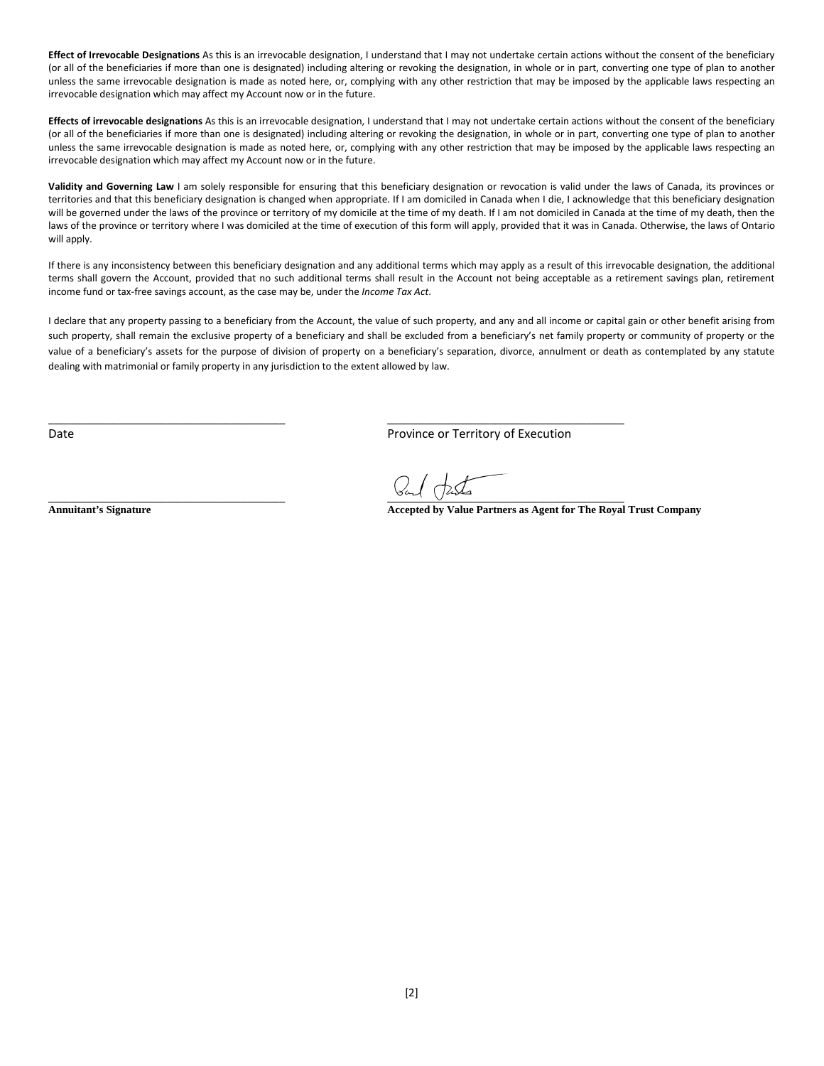**Effect of Irrevocable Designations** As this is an irrevocable designation, I understand that I may not undertake certain actions without the consent of the beneficiary (or all of the beneficiaries if more than one is designated) including altering or revoking the designation, in whole or in part, converting one type of plan to another unless the same irrevocable designation is made as noted here, or, complying with any other restriction that may be imposed by the applicable laws respecting an irrevocable designation which may affect my Account now or in the future.

**Effects of irrevocable designations** As this is an irrevocable designation, I understand that I may not undertake certain actions without the consent of the beneficiary (or all of the beneficiaries if more than one is designated) including altering or revoking the designation, in whole or in part, converting one type of plan to another unless the same irrevocable designation is made as noted here, or, complying with any other restriction that may be imposed by the applicable laws respecting an irrevocable designation which may affect my Account now or in the future.

**Validity and Governing Law** I am solely responsible for ensuring that this beneficiary designation or revocation is valid under the laws of Canada, its provinces or territories and that this beneficiary designation is changed when appropriate. If I am domiciled in Canada when I die, I acknowledge that this beneficiary designation will be governed under the laws of the province or territory of my domicile at the time of my death. If I am not domiciled in Canada at the time of my death, then the laws of the province or territory where I was domiciled at the time of execution of this form will apply, provided that it was in Canada. Otherwise, the laws of Ontario will apply.

If there is any inconsistency between this beneficiary designation and any additional terms which may apply as a result of this irrevocable designation, the additional terms shall govern the Account, provided that no such additional terms shall result in the Account not being acceptable as a retirement savings plan, retirement income fund or tax-free savings account, as the case may be, under the *Income Tax Act*.

I declare that any property passing to a beneficiary from the Account, the value of such property, and any and all income or capital gain or other benefit arising from such property, shall remain the exclusive property of a beneficiary and shall be excluded from a beneficiary's net family property or community of property or the value of a beneficiary's assets for the purpose of division of property on a beneficiary's separation, divorce, annulment or death as contemplated by any statute dealing with matrimonial or family property in any jurisdiction to the extent allowed by law.

\_\_\_\_\_\_\_\_\_\_\_\_\_\_\_\_\_\_\_\_\_\_\_\_\_\_\_\_\_\_\_\_\_\_\_\_\_\_
Date

\_\_\_\_\_\_\_\_\_\_\_\_\_\_\_\_\_\_\_\_\_\_\_\_\_\_\_\_\_\_\_\_\_\_\_\_\_\_
Province or Territory of Execution

\_\_\_\_\_\_\_\_\_\_\_\_\_\_\_\_\_\_\_\_\_\_\_\_\_\_\_\_\_\_\_\_\_\_\_\_\_\_
**Annuitant's Signature**

\_\_\_\_\_\_\_\_\_\_\_\_\_\_\_\_\_\_\_\_\_\_\_\_\_\_\_\_\_\_\_\_\_\_\_\_\_\_
**Accepted by Value Partners as Agent for The Royal Trust Company**